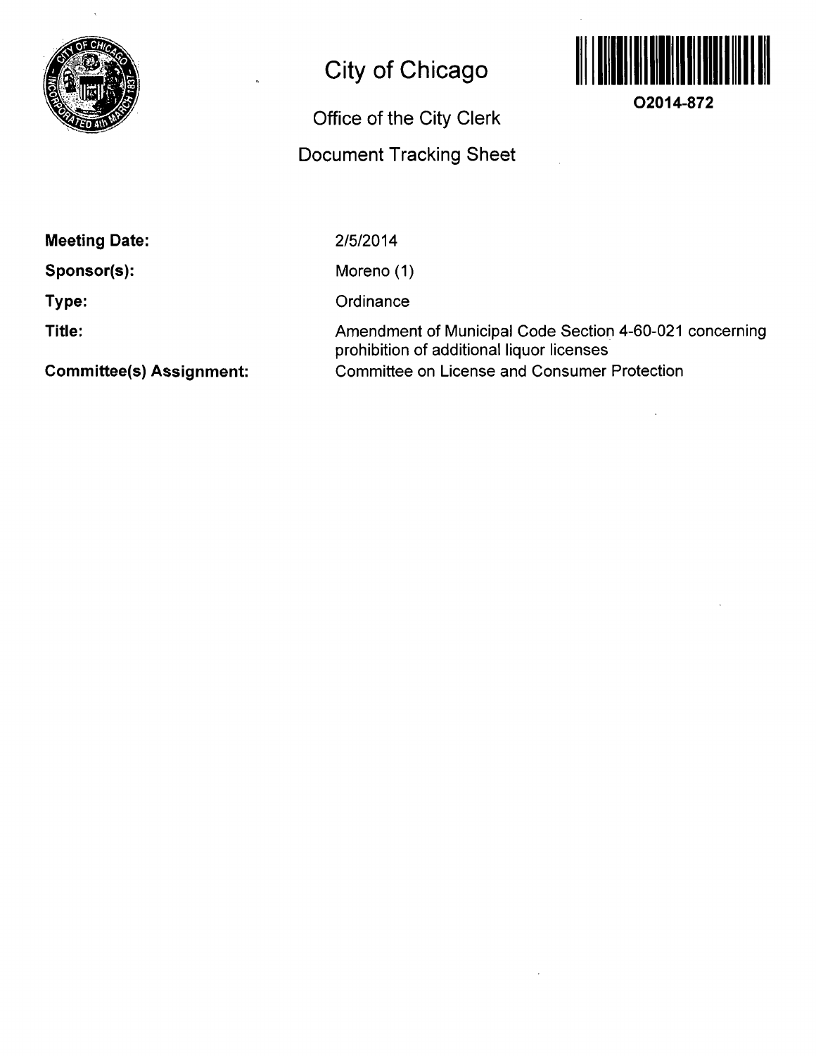# City of Chicago

## Office of the City Clerk

## Document Tracking Sheet

O2014-872

**Meeting Date:** 2/5/2014

**Sponsor(s):** Moreno (1)

**Type:** Ordinance

**Title:** Amendment of Municipal Code Section 4-60-021 concerning prohibition of additional liquor licenses

**Committee(s) Assignment:** Committee on License and Consumer Protection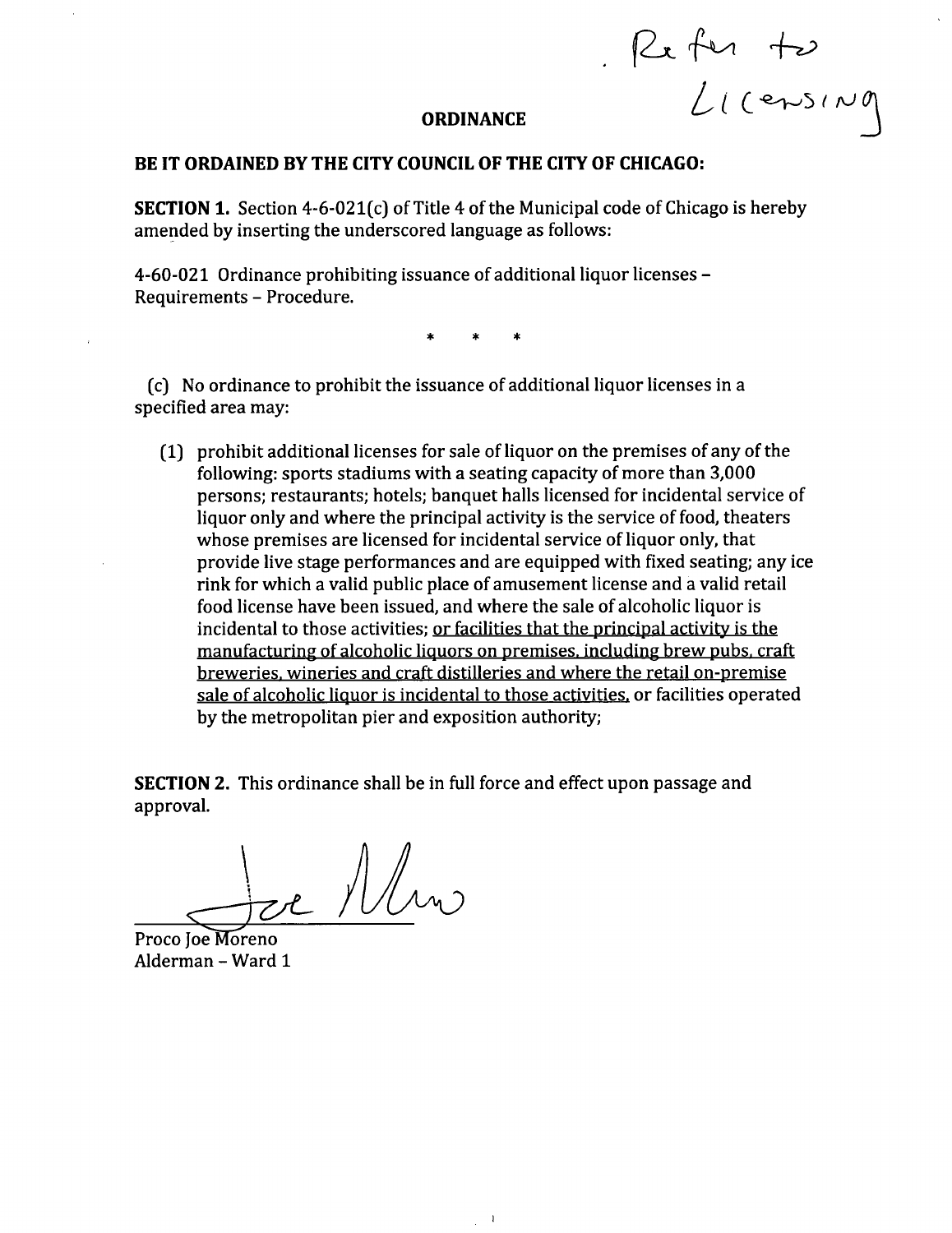Refer to Licensing

# ORDINANCE

**BE IT ORDAINED BY THE CITY COUNCIL OF THE CITY OF CHICAGO:**

**SECTION 1.** Section 4-6-021(c) of Title 4 of the Municipal code of Chicago is hereby amended by inserting the underscored language as follows:

4-60-021 Ordinance prohibiting issuance of additional liquor licenses – Requirements – Procedure.

\* \* \*

(c) No ordinance to prohibit the issuance of additional liquor licenses in a specified area may:

(1) prohibit additional licenses for sale of liquor on the premises of any of the following: sports stadiums with a seating capacity of more than 3,000 persons; restaurants; hotels; banquet halls licensed for incidental service of liquor only and where the principal activity is the service of food, theaters whose premises are licensed for incidental service of liquor only, that provide live stage performances and are equipped with fixed seating; any ice rink for which a valid public place of amusement license and a valid retail food license have been issued, and where the sale of alcoholic liquor is incidental to those activities; <u>or facilities that the principal activity is the manufacturing of alcoholic liquors on premises, including brew pubs, craft breweries, wineries and craft distilleries and where the retail on-premise sale of alcoholic liquor is incidental to those activities,</u> or facilities operated by the metropolitan pier and exposition authority;

**SECTION 2.** This ordinance shall be in full force and effect upon passage and approval.

Proco Joe Moreno
Alderman – Ward 1